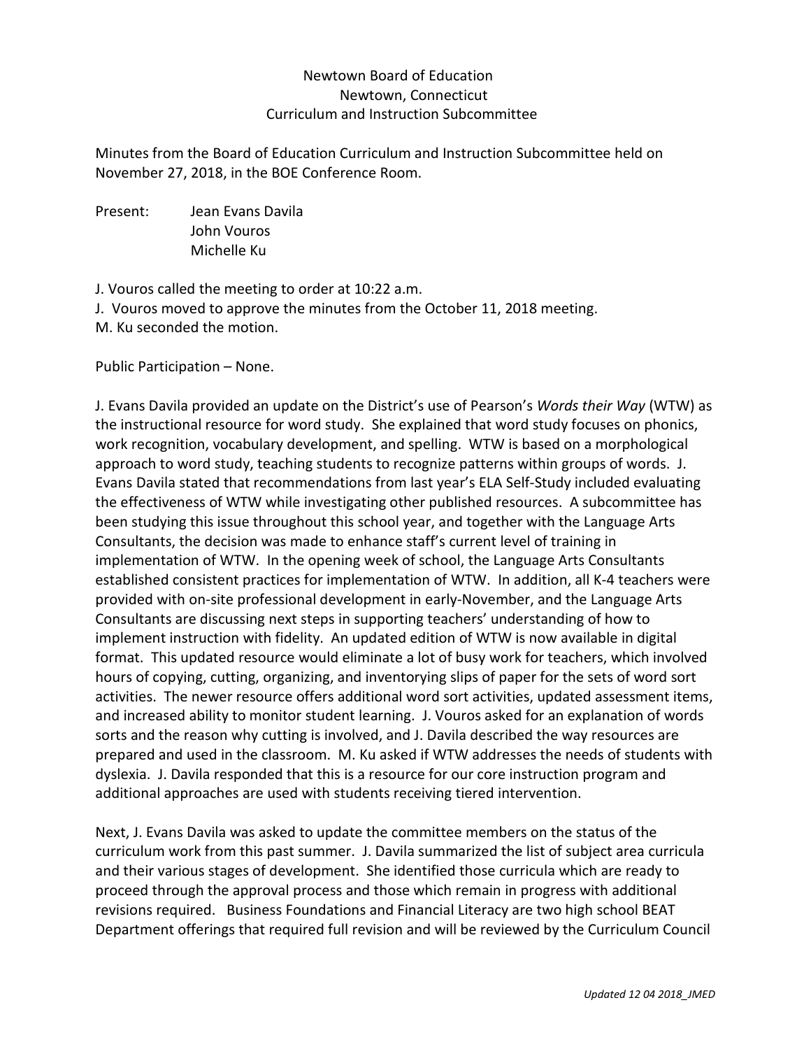Newtown Board of Education
Newtown, Connecticut
Curriculum and Instruction Subcommittee

Minutes from the Board of Education Curriculum and Instruction Subcommittee held on November 27, 2018, in the BOE Conference Room.

Present: Jean Evans Davila
John Vouros
Michelle Ku

J. Vouros called the meeting to order at 10:22 a.m.
J. Vouros moved to approve the minutes from the October 11, 2018 meeting.
M. Ku seconded the motion.

Public Participation – None.

J. Evans Davila provided an update on the District's use of Pearson's *Words their Way* (WTW) as the instructional resource for word study. She explained that word study focuses on phonics, work recognition, vocabulary development, and spelling. WTW is based on a morphological approach to word study, teaching students to recognize patterns within groups of words. J. Evans Davila stated that recommendations from last year's ELA Self-Study included evaluating the effectiveness of WTW while investigating other published resources. A subcommittee has been studying this issue throughout this school year, and together with the Language Arts Consultants, the decision was made to enhance staff's current level of training in implementation of WTW. In the opening week of school, the Language Arts Consultants established consistent practices for implementation of WTW. In addition, all K-4 teachers were provided with on-site professional development in early-November, and the Language Arts Consultants are discussing next steps in supporting teachers' understanding of how to implement instruction with fidelity. An updated edition of WTW is now available in digital format. This updated resource would eliminate a lot of busy work for teachers, which involved hours of copying, cutting, organizing, and inventorying slips of paper for the sets of word sort activities. The newer resource offers additional word sort activities, updated assessment items, and increased ability to monitor student learning. J. Vouros asked for an explanation of words sorts and the reason why cutting is involved, and J. Davila described the way resources are prepared and used in the classroom. M. Ku asked if WTW addresses the needs of students with dyslexia. J. Davila responded that this is a resource for our core instruction program and additional approaches are used with students receiving tiered intervention.

Next, J. Evans Davila was asked to update the committee members on the status of the curriculum work from this past summer. J. Davila summarized the list of subject area curricula and their various stages of development. She identified those curricula which are ready to proceed through the approval process and those which remain in progress with additional revisions required. Business Foundations and Financial Literacy are two high school BEAT Department offerings that required full revision and will be reviewed by the Curriculum Council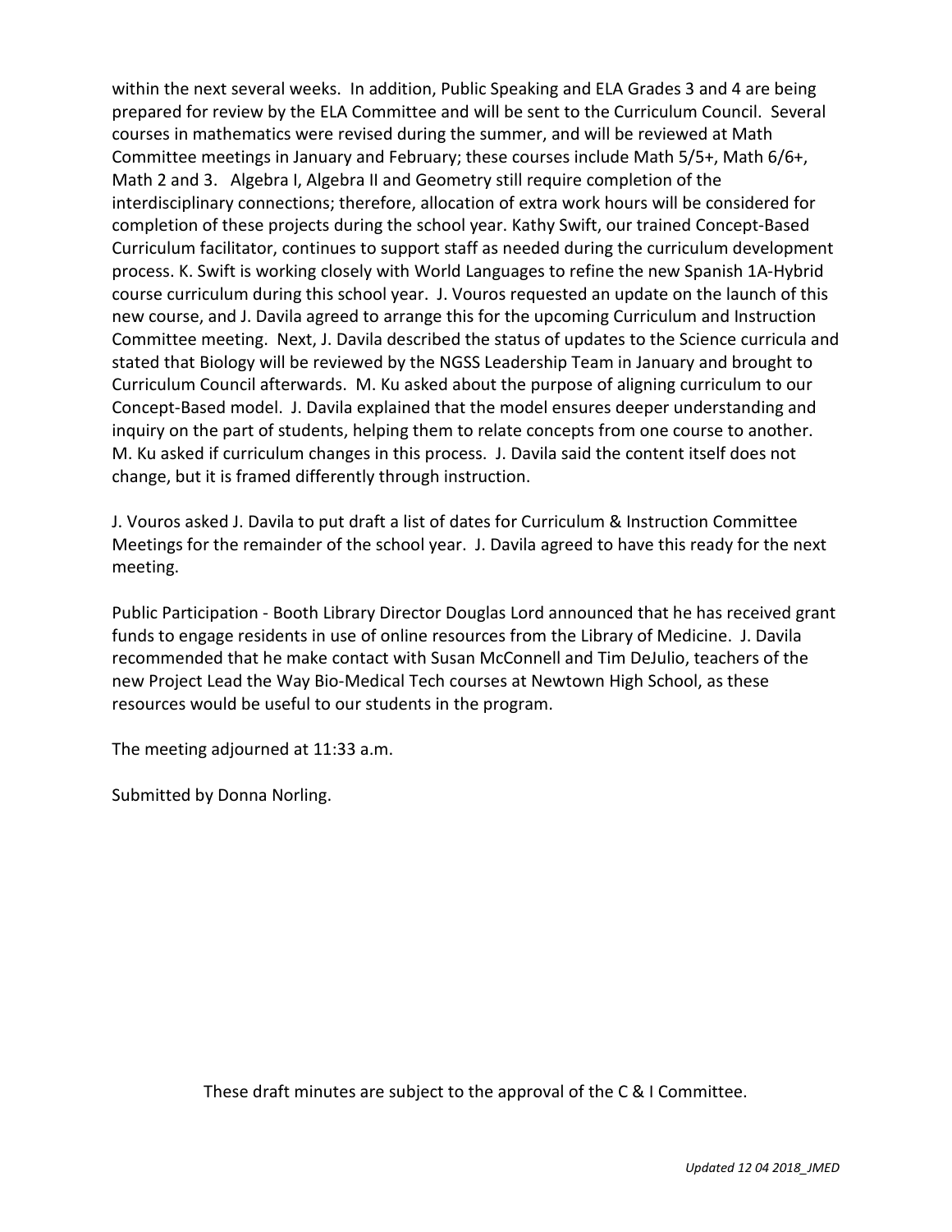within the next several weeks. In addition, Public Speaking and ELA Grades 3 and 4 are being prepared for review by the ELA Committee and will be sent to the Curriculum Council. Several courses in mathematics were revised during the summer, and will be reviewed at Math Committee meetings in January and February; these courses include Math 5/5+, Math 6/6+, Math 2 and 3. Algebra I, Algebra II and Geometry still require completion of the interdisciplinary connections; therefore, allocation of extra work hours will be considered for completion of these projects during the school year. Kathy Swift, our trained Concept-Based Curriculum facilitator, continues to support staff as needed during the curriculum development process. K. Swift is working closely with World Languages to refine the new Spanish 1A-Hybrid course curriculum during this school year. J. Vouros requested an update on the launch of this new course, and J. Davila agreed to arrange this for the upcoming Curriculum and Instruction Committee meeting. Next, J. Davila described the status of updates to the Science curricula and stated that Biology will be reviewed by the NGSS Leadership Team in January and brought to Curriculum Council afterwards. M. Ku asked about the purpose of aligning curriculum to our Concept-Based model. J. Davila explained that the model ensures deeper understanding and inquiry on the part of students, helping them to relate concepts from one course to another. M. Ku asked if curriculum changes in this process. J. Davila said the content itself does not change, but it is framed differently through instruction.

J. Vouros asked J. Davila to put draft a list of dates for Curriculum & Instruction Committee Meetings for the remainder of the school year. J. Davila agreed to have this ready for the next meeting.

Public Participation - Booth Library Director Douglas Lord announced that he has received grant funds to engage residents in use of online resources from the Library of Medicine. J. Davila recommended that he make contact with Susan McConnell and Tim DeJulio, teachers of the new Project Lead the Way Bio-Medical Tech courses at Newtown High School, as these resources would be useful to our students in the program.

The meeting adjourned at 11:33 a.m.

Submitted by Donna Norling.

These draft minutes are subject to the approval of the C & I Committee.

*Updated 12 04 2018_JMED*